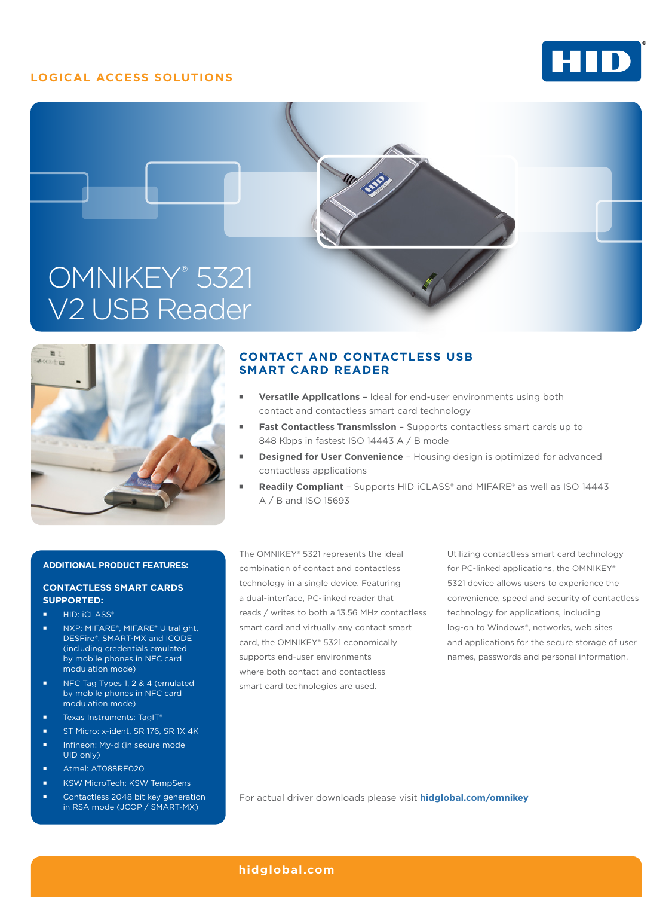LOGICAL ACCESS SOLUTIONS

# OMNIKEY® 5321 V2 USB Reader

## CONTACT AND CONTACTLESS USB SMART CARD READER

- **Versatile Applications** – Ideal for end-user environments using both contact and contactless smart card technology
- **Fast Contactless Transmission** – Supports contactless smart cards up to 848 Kbps in fastest ISO 14443 A / B mode
- **Designed for User Convenience** – Housing design is optimized for advanced contactless applications
- **Readily Compliant** – Supports HID iCLASS® and MIFARE® as well as ISO 14443 A / B and ISO 15693

The OMNIKEY® 5321 represents the ideal combination of contact and contactless technology in a single device. Featuring a dual-interface, PC-linked reader that reads / writes to both a 13.56 MHz contactless smart card and virtually any contact smart card, the OMNIKEY® 5321 economically supports end-user environments where both contact and contactless smart card technologies are used.

Utilizing contactless smart card technology for PC-linked applications, the OMNIKEY® 5321 device allows users to experience the convenience, speed and security of contactless technology for applications, including log-on to Windows®, networks, web sites and applications for the secure storage of user names, passwords and personal information.

For actual driver downloads please visit **hidglobal.com/omnikey**

### ADDITIONAL PRODUCT FEATURES:

### CONTACTLESS SMART CARDS SUPPORTED:

- HID: iCLASS®
- NXP: MIFARE®, MIFARE® Ultralight, DESFire®, SMART-MX and ICODE (including credentials emulated by mobile phones in NFC card modulation mode)
- NFC Tag Types 1, 2 & 4 (emulated by mobile phones in NFC card modulation mode)
- Texas Instruments: TagIT®
- ST Micro: x-ident, SR 176, SR 1X 4K
- Infineon: My-d (in secure mode UID only)
- Atmel: AT088RF020
- KSW MicroTech: KSW TempSens
- Contactless 2048 bit key generation in RSA mode (JCOP / SMART-MX)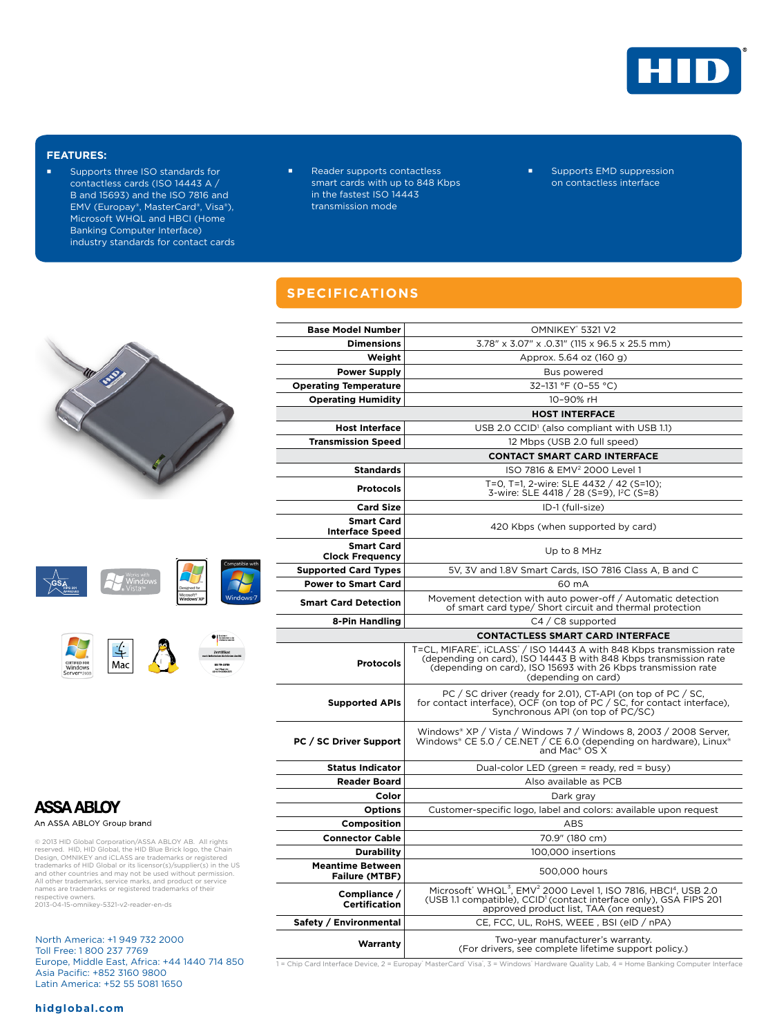## FEATURES:

- Supports three ISO standards for contactless cards (ISO 14443 A / B and 15693) and the ISO 7816 and EMV (Europay®, MasterCard®, Visa®), Microsoft WHQL and HBCI (Home Banking Computer Interface) industry standards for contact cards
- Reader supports contactless smart cards with up to 848 Kbps in the fastest ISO 14443 transmission mode
- Supports EMD suppression on contactless interface

## SPECIFICATIONS

| | |
|---|---|
| **Base Model Number** | OMNIKEY® 5321 V2 |
| **Dimensions** | 3.78" x 3.07" x .0.31" (115 x 96.5 x 25.5 mm) |
| **Weight** | Approx. 5.64 oz (160 g) |
| **Power Supply** | Bus powered |
| **Operating Temperature** | 32-131 °F (0-55 °C) |
| **Operating Humidity** | 10-90% rH |
| | **HOST INTERFACE** |
| **Host Interface** | USB 2.0 CCID[1] (also compliant with USB 1.1) |
| **Transmission Speed** | 12 Mbps (USB 2.0 full speed) |
| | **CONTACT SMART CARD INTERFACE** |
| **Standards** | ISO 7816 & EMV[2] 2000 Level 1 |
| **Protocols** | T=0, T=1, 2-wire: SLE 4432 / 42 (S=10); 3-wire: SLE 4418 / 28 (S=9), I²C (S=8) |
| **Card Size** | ID-1 (full-size) |
| **Smart Card Interface Speed** | 420 Kbps (when supported by card) |
| **Smart Card Clock Frequency** | Up to 8 MHz |
| **Supported Card Types** | 5V, 3V and 1.8V Smart Cards, ISO 7816 Class A, B and C |
| **Power to Smart Card** | 60 mA |
| **Smart Card Detection** | Movement detection with auto power-off / Automatic detection of smart card type/ Short circuit and thermal protection |
| **8-Pin Handling** | C4 / C8 supported |
| | **CONTACTLESS SMART CARD INTERFACE** |
| **Protocols** | T=CL, MIFARE®, iCLASS® / ISO 14443 A with 848 Kbps transmission rate (depending on card), ISO 14443 B with 848 Kbps transmission rate (depending on card), ISO 15693 with 26 Kbps transmission rate (depending on card) |
| **Supported APIs** | PC / SC driver (ready for 2.01), CT-API (on top of PC / SC, for contact interface), OCF (on top of PC / SC, for contact interface), Synchronous API (on top of PC/SC) |
| **PC / SC Driver Support** | Windows® XP / Vista / Windows 7 / Windows 8, 2003 / 2008 Server, Windows® CE 5.0 / CE.NET / CE 6.0 (depending on hardware), Linux® and Mac® OS X |
| **Status Indicator** | Dual-color LED (green = ready, red = busy) |
| **Reader Board** | Also available as PCB |
| **Color** | Dark gray |
| **Options** | Customer-specific logo, label and colors: available upon request |
| **Composition** | ABS |
| **Connector Cable** | 70.9" (180 cm) |
| **Durability** | 100,000 insertions |
| **Meantime Between Failure (MTBF)** | 500,000 hours |
| **Compliance / Certification** | Microsoft® WHQL[3], EMV[2] 2000 Level 1, ISO 7816, HBCI[4], USB 2.0 (USB 1.1 compatible), CCID[1] (contact interface only), GSA FIPS 201 approved product list, TAA (on request) |
| **Safety / Environmental** | CE, FCC, UL, RoHS, WEEE , BSI (eID / nPA) |
| **Warranty** | Two-year manufacturer's warranty. (For drivers, see complete lifetime support policy.) |

1 = Chip Card Interface Device, 2 = Europay® MasterCard® Visa®, 3 = Windows® Hardware Quality Lab, 4 = Home Banking Computer Interface

**ASSA ABLOY**

An ASSA ABLOY Group brand

© 2013 HID Global Corporation/ASSA ABLOY AB. All rights reserved. HID, HID Global, the HID Blue Brick logo, the Chain Design, OMNIKEY and iCLASS are trademarks or registered trademarks of HID Global or its licensor(s)/supplier(s) in the US and other countries and may not be used without permission. All other trademarks, service marks, and product or service names are trademarks or registered trademarks of their respective owners.

2013-04-15-omnikey-5321-v2-reader-en-ds

North America: +1 949 732 2000
Toll Free: 1 800 237 7769
Europe, Middle East, Africa: +44 1440 714 850
Asia Pacific: +852 3160 9800
Latin America: +52 55 5081 1650

**hidglobal.com**